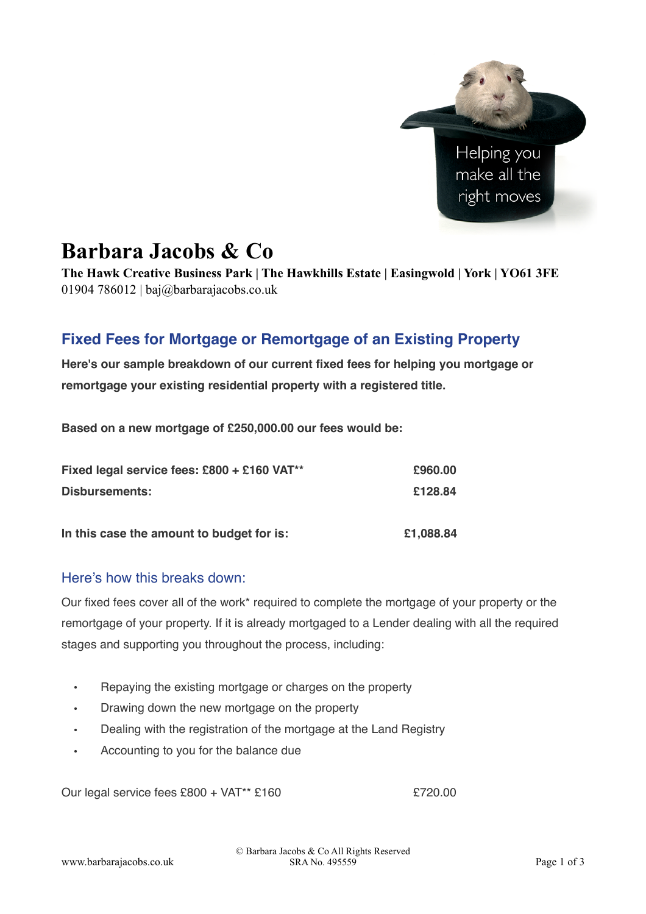# Barbara Jacobs & Co

**The Hawk Creative Business Park | The Hawkhills Estate | Easingwold | York | YO61 3FE**
01904 786012 | baj@barbarajacobs.co.uk

## Fixed Fees for Mortgage or Remortgage of an Existing Property

**Here's our sample breakdown of our current fixed fees for helping you mortgage or remortgage your existing residential property with a registered title.**

**Based on a new mortgage of £250,000.00 our fees would be:**

| | |
|---|---|
| **Fixed legal service fees: £800 + £160 VAT**** | **£960.00** |
| **Disbursements:** | **£128.84** |
| | |
| **In this case the amount to budget for is:** | **£1,088.84** |

### Here's how this breaks down:

Our fixed fees cover all of the work* required to complete the mortgage of your property or the remortgage of your property. If it is already mortgaged to a Lender dealing with all the required stages and supporting you throughout the process, including:

- Repaying the existing mortgage or charges on the property
- Drawing down the new mortgage on the property
- Dealing with the registration of the mortgage at the Land Registry
- Accounting to you for the balance due

| | |
|---|---|
| Our legal service fees £800 + VAT** £160 | £720.00 |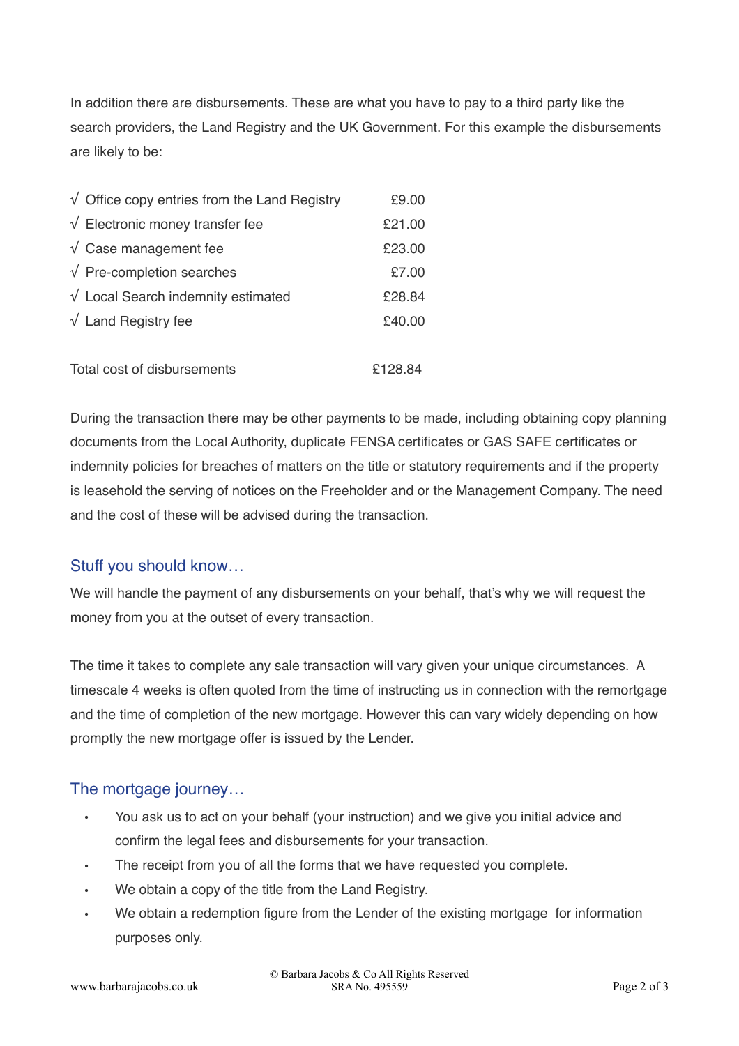In addition there are disbursements. These are what you have to pay to a third party like the search providers, the Land Registry and the UK Government. For this example the disbursements are likely to be:

| | |
|---|---|
| √ Office copy entries from the Land Registry | £9.00 |
| √ Electronic money transfer fee | £21.00 |
| √ Case management fee | £23.00 |
| √ Pre-completion searches | £7.00 |
| √ Local Search indemnity estimated | £28.84 |
| √ Land Registry fee | £40.00 |
| Total cost of disbursements | £128.84 |

During the transaction there may be other payments to be made, including obtaining copy planning documents from the Local Authority, duplicate FENSA certificates or GAS SAFE certificates or indemnity policies for breaches of matters on the title or statutory requirements and if the property is leasehold the serving of notices on the Freeholder and or the Management Company. The need and the cost of these will be advised during the transaction.

## Stuff you should know…

We will handle the payment of any disbursements on your behalf, that's why we will request the money from you at the outset of every transaction.

The time it takes to complete any sale transaction will vary given your unique circumstances. A timescale 4 weeks is often quoted from the time of instructing us in connection with the remortgage and the time of completion of the new mortgage. However this can vary widely depending on how promptly the new mortgage offer is issued by the Lender.

## The mortgage journey…

- You ask us to act on your behalf (your instruction) and we give you initial advice and confirm the legal fees and disbursements for your transaction.
- The receipt from you of all the forms that we have requested you complete.
- We obtain a copy of the title from the Land Registry.
- We obtain a redemption figure from the Lender of the existing mortgage for information purposes only.

© Barbara Jacobs & Co All Rights Reserved
SRA No. 495559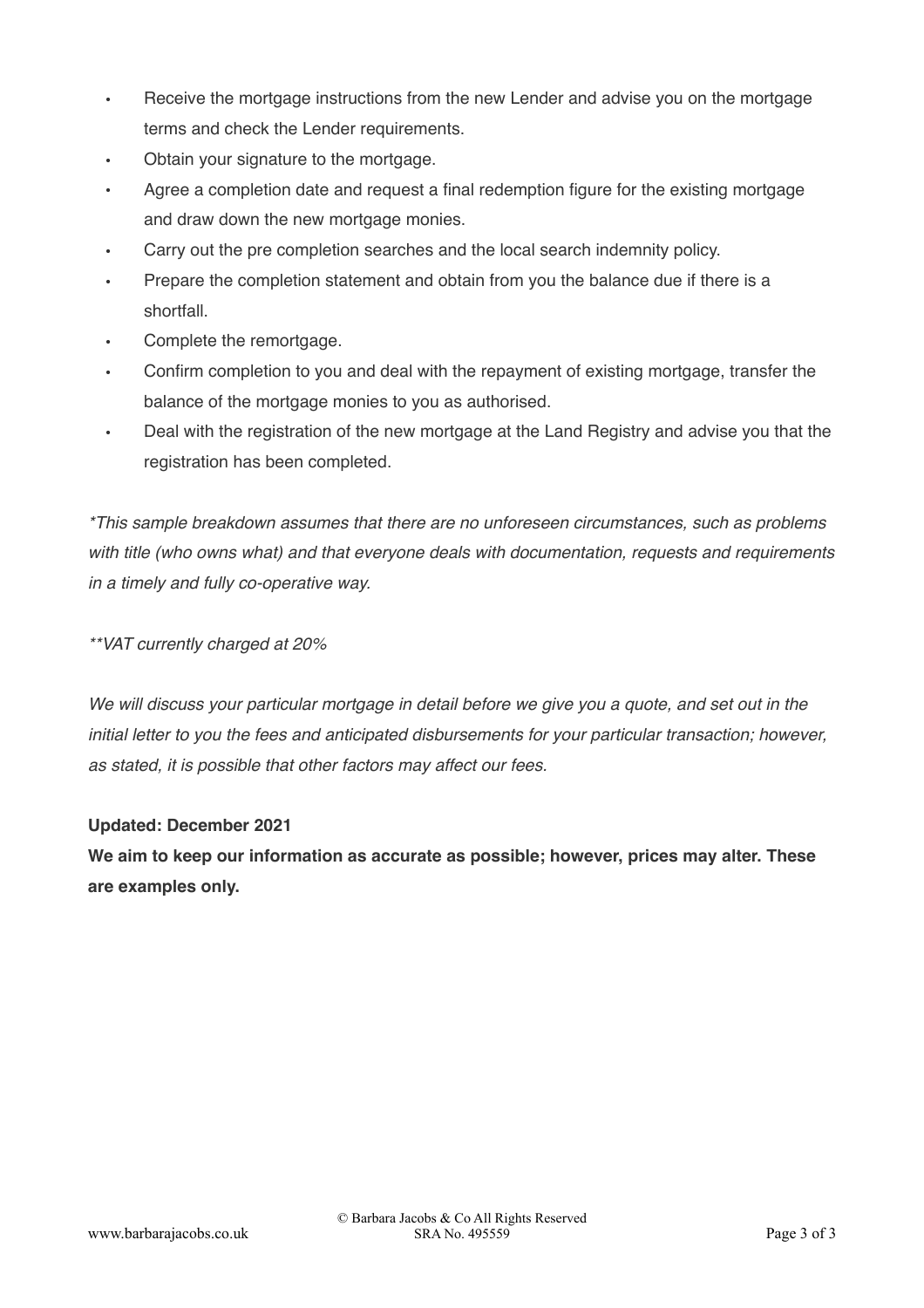- Receive the mortgage instructions from the new Lender and advise you on the mortgage terms and check the Lender requirements.
- Obtain your signature to the mortgage.
- Agree a completion date and request a final redemption figure for the existing mortgage and draw down the new mortgage monies.
- Carry out the pre completion searches and the local search indemnity policy.
- Prepare the completion statement and obtain from you the balance due if there is a shortfall.
- Complete the remortgage.
- Confirm completion to you and deal with the repayment of existing mortgage, transfer the balance of the mortgage monies to you as authorised.
- Deal with the registration of the new mortgage at the Land Registry and advise you that the registration has been completed.

*\*This sample breakdown assumes that there are no unforeseen circumstances, such as problems with title (who owns what) and that everyone deals with documentation, requests and requirements in a timely and fully co-operative way.*

*\*\*VAT currently charged at 20%*

*We will discuss your particular mortgage in detail before we give you a quote, and set out in the initial letter to you the fees and anticipated disbursements for your particular transaction; however, as stated, it is possible that other factors may affect our fees.*

**Updated: December 2021**

**We aim to keep our information as accurate as possible; however, prices may alter. These are examples only.**